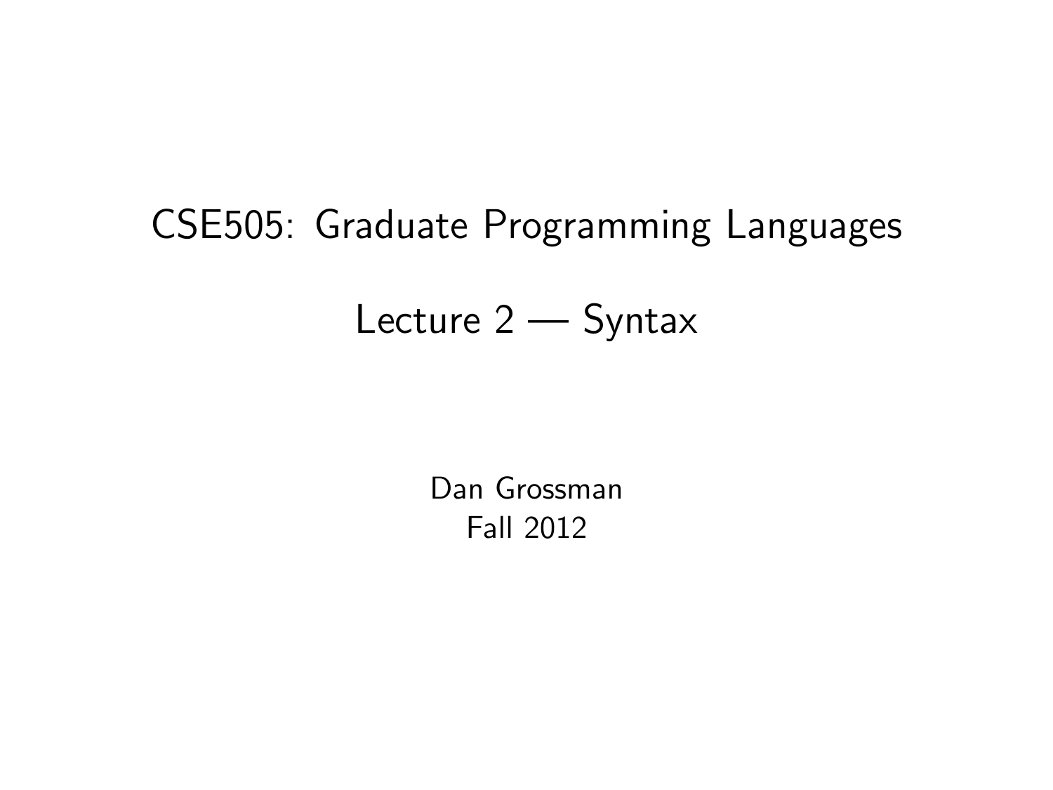# CSE505: Graduate Programming Languages

## Lecture 2 — Syntax

Dan Grossman
Fall 2012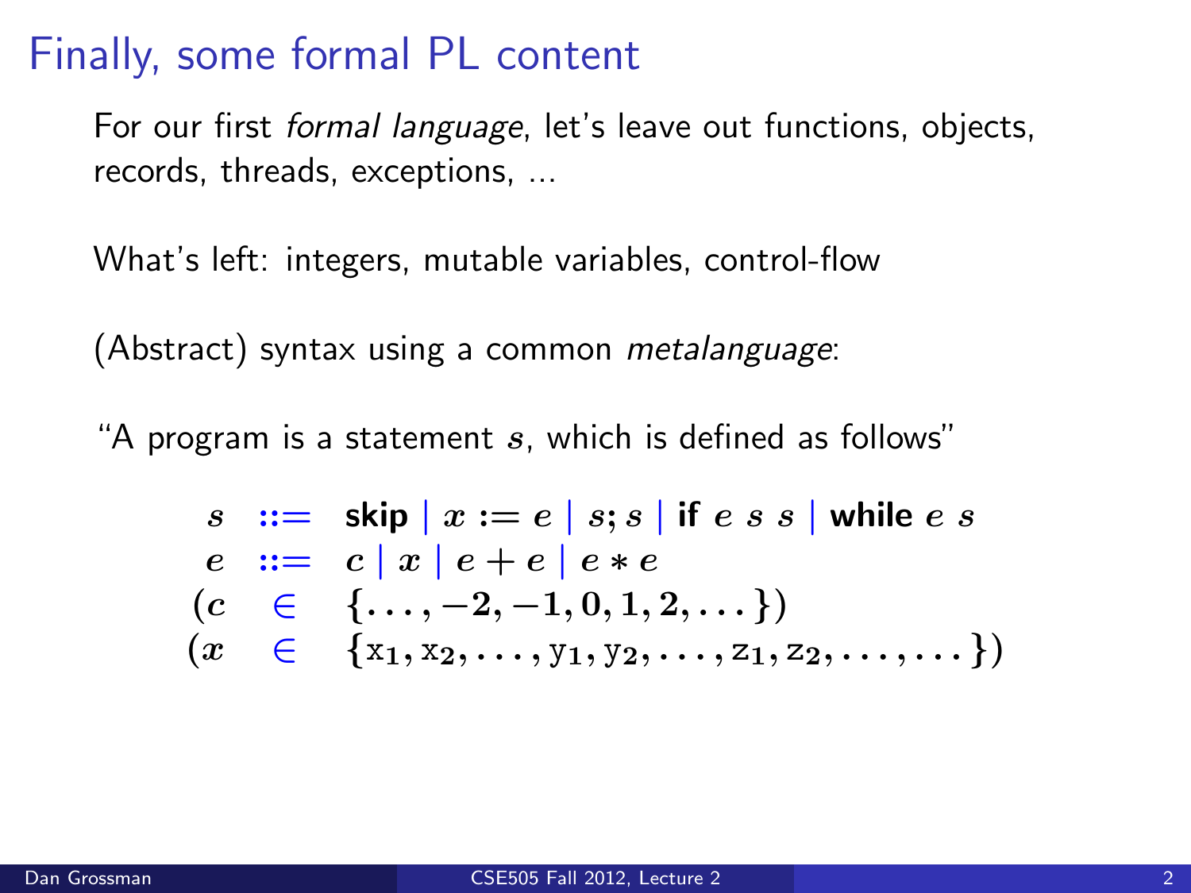# Finally, some formal PL content

For our first *formal language*, let's leave out functions, objects, records, threads, exceptions, ...

What's left: integers, mutable variables, control-flow

(Abstract) syntax using a common *metalanguage*:

"A program is a statement $s$, which is defined as follows"

$$
\begin{array}{rcl}
s & ::= & \textbf{skip} \mid x := e \mid s; s \mid \textbf{if } e\ s\ s \mid \textbf{while } e\ s \\
e & ::= & c \mid x \mid e + e \mid e * e \\
(c & \in & \{\ldots, -2, -1, 0, 1, 2, \ldots\}) \\
(x & \in & \{\mathrm{x}_1, \mathrm{x}_2, \ldots, \mathrm{y}_1, \mathrm{y}_2, \ldots, \mathrm{z}_1, \mathrm{z}_2, \ldots, \ldots\})
\end{array}
$$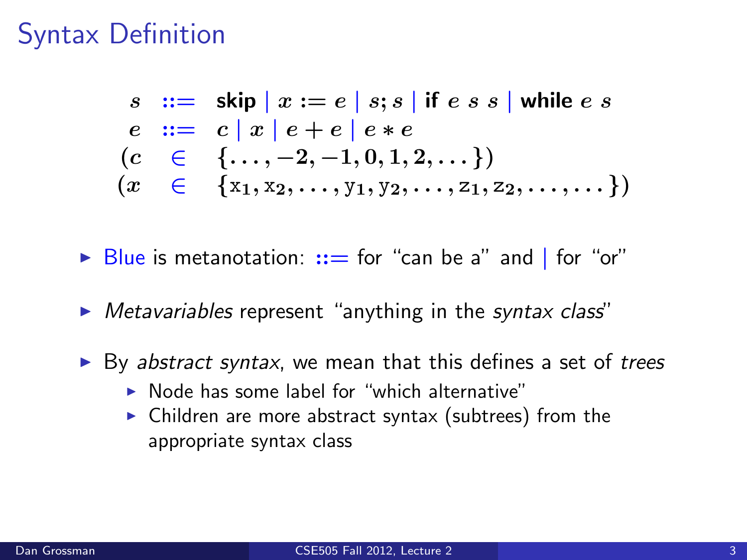# Syntax Definition

$$
\begin{array}{rcl}
s & ::= & \textbf{skip} \mid x := e \mid s; s \mid \textbf{if } e\ s\ s \mid \textbf{while } e\ s \\
e & ::= & c \mid x \mid e + e \mid e * e \\
(c & \in & \{\ldots, -2, -1, 0, 1, 2, \ldots\}) \\
(x & \in & \{\mathrm{x}_1, \mathrm{x}_2, \ldots, \mathrm{y}_1, \mathrm{y}_2, \ldots, \mathrm{z}_1, \mathrm{z}_2, \ldots, \ldots\})
\end{array}
$$

- Blue is metanotation: $::=$ for "can be a" and $\mid$ for "or"
- *Metavariables* represent "anything in the *syntax class*"
- By *abstract syntax*, we mean that this defines a set of *trees*
  - Node has some label for "which alternative"
  - Children are more abstract syntax (subtrees) from the appropriate syntax class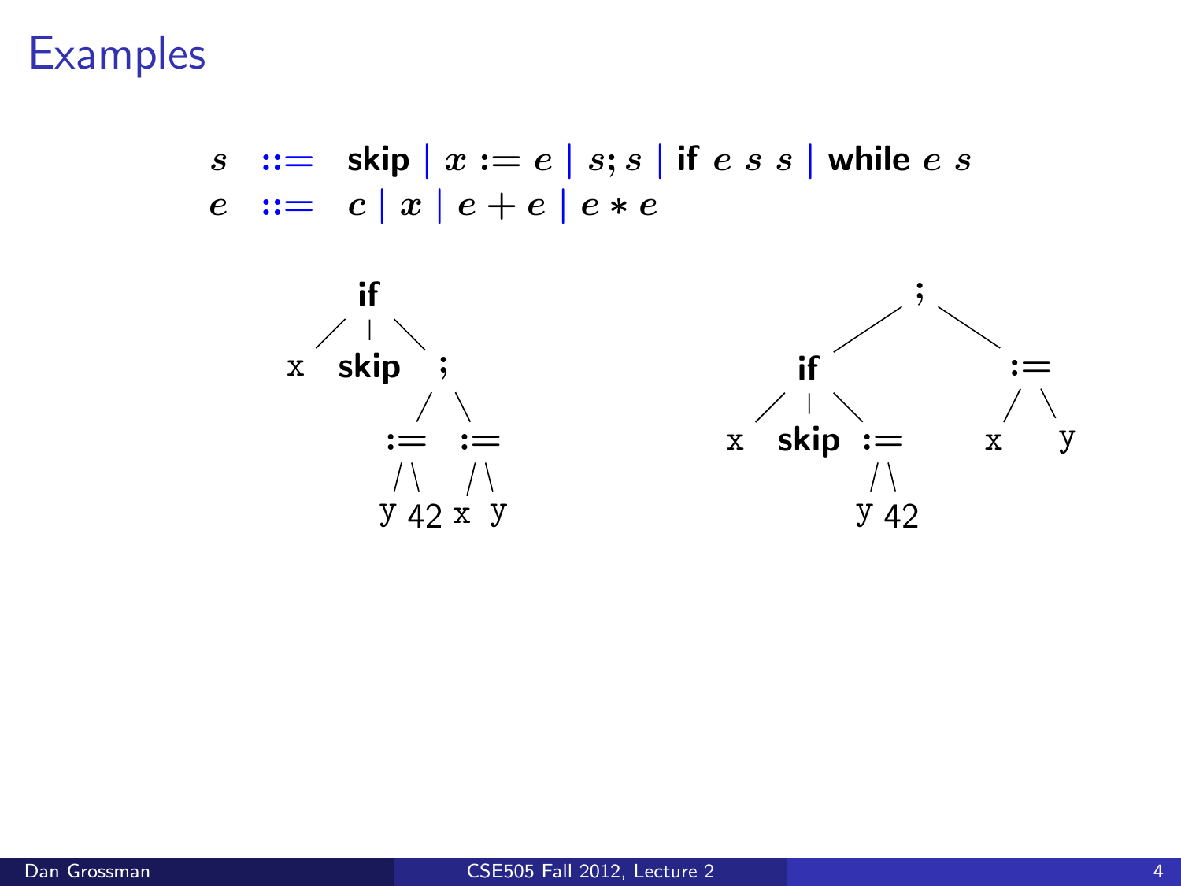# Examples

$$
\begin{array}{rcl}
s & ::= & \textbf{skip} \mid x := e \mid s; s \mid \textbf{if}\ e\ s\ s \mid \textbf{while}\ e\ s \\
e & ::= & c \mid x \mid e + e \mid e * e
\end{array}
$$

```
       if                              ;
     / | \                          /     \
    x skip  ;                     if        :=
           / \                  / | \      /  \
         :=   :=               x skip :=  x    y
        / \   / \                    / \
       y  42 x   y                  y   42
```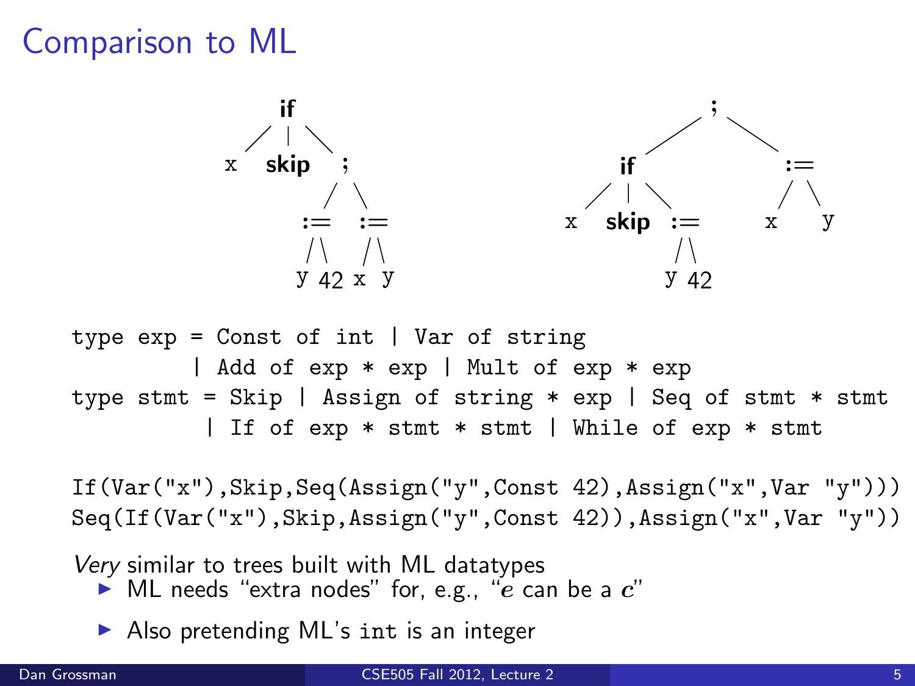# Comparison to ML

```
type exp = Const of int | Var of string
         | Add of exp * exp | Mult of exp * exp
type stmt = Skip | Assign of string * exp | Seq of stmt * stmt
          | If of exp * stmt * stmt | While of exp * stmt
```

```
If(Var("x"),Skip,Seq(Assign("y",Const 42),Assign("x",Var "y")))
Seq(If(Var("x"),Skip,Assign("y",Const 42)),Assign("x",Var "y"))
```

*Very* similar to trees built with ML datatypes

- ML needs "extra nodes" for, e.g., "$e$ can be a $c$"
- Also pretending ML's `int` is an integer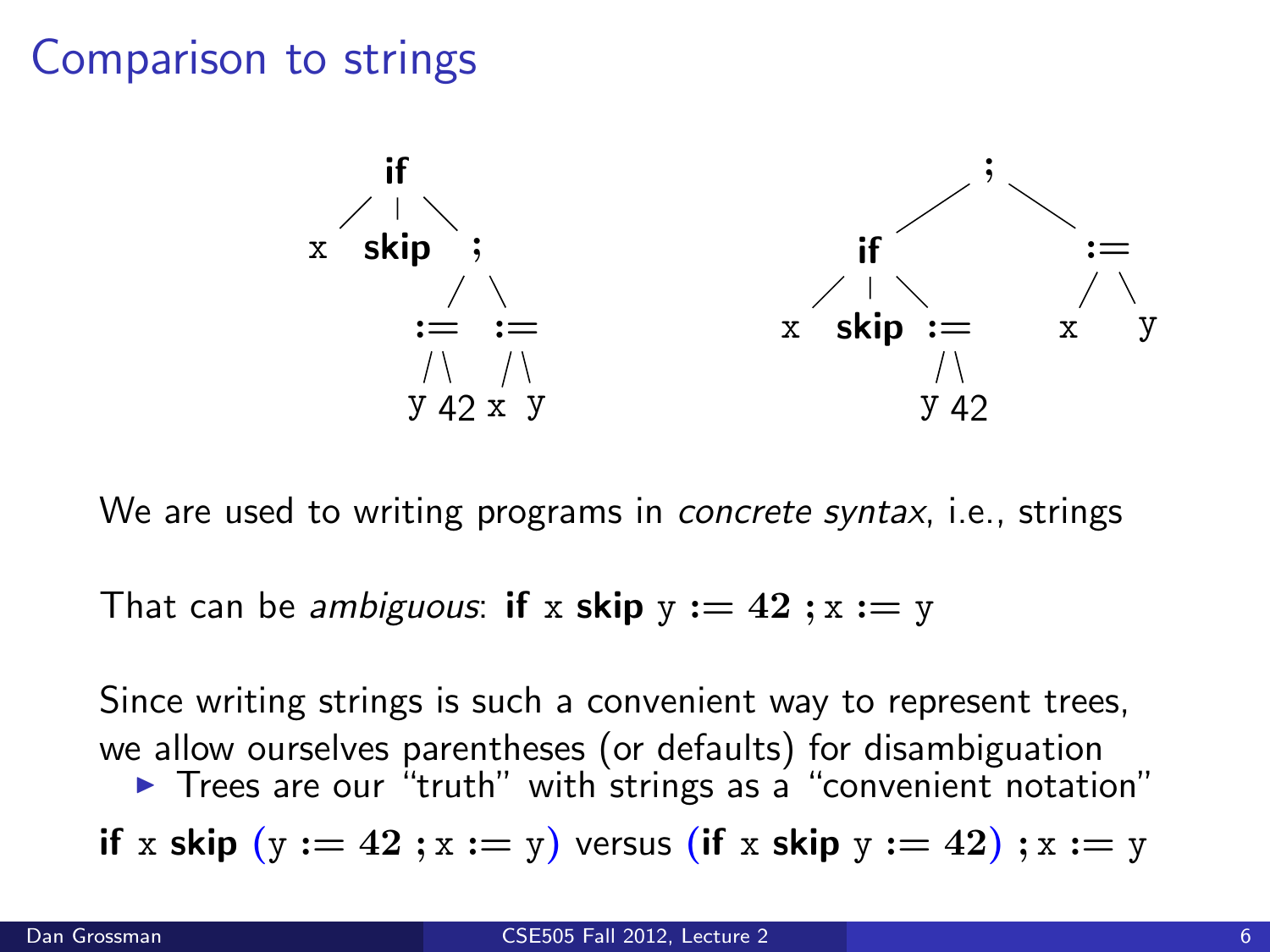# Comparison to strings

We are used to writing programs in *concrete syntax*, i.e., strings

That can be *ambiguous*: **if** x **skip** y := 42 ; x := y

Since writing strings is such a convenient way to represent trees, we allow ourselves parentheses (or defaults) for disambiguation

- Trees are our "truth" with strings as a "convenient notation"

**if** x **skip** (y := 42 ; x := y) versus (**if** x **skip** y := 42) ; x := y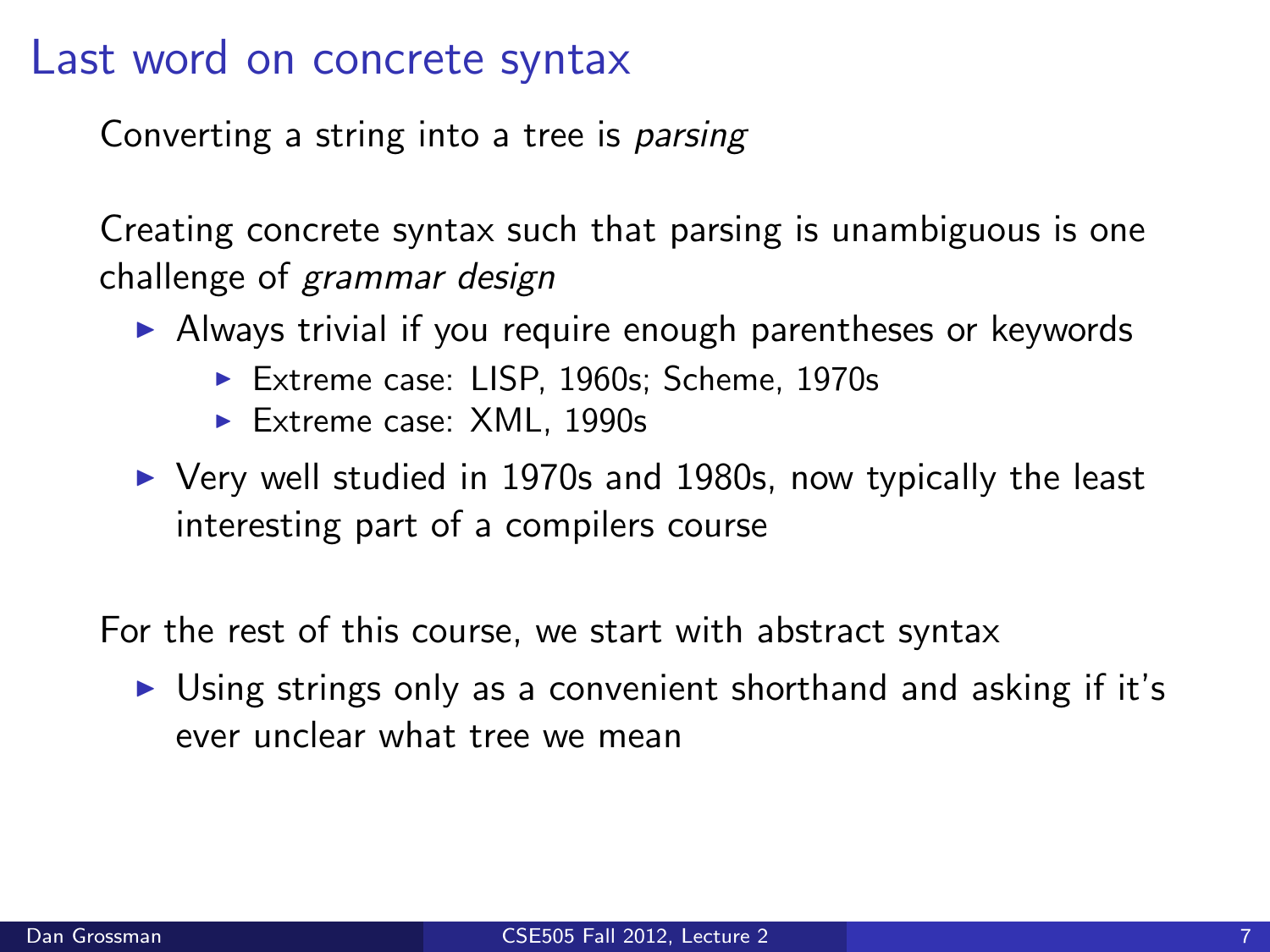# Last word on concrete syntax

Converting a string into a tree is *parsing*

Creating concrete syntax such that parsing is unambiguous is one challenge of *grammar design*

- Always trivial if you require enough parentheses or keywords
  - Extreme case: LISP, 1960s; Scheme, 1970s
  - Extreme case: XML, 1990s
- Very well studied in 1970s and 1980s, now typically the least interesting part of a compilers course

For the rest of this course, we start with abstract syntax

- Using strings only as a convenient shorthand and asking if it's ever unclear what tree we mean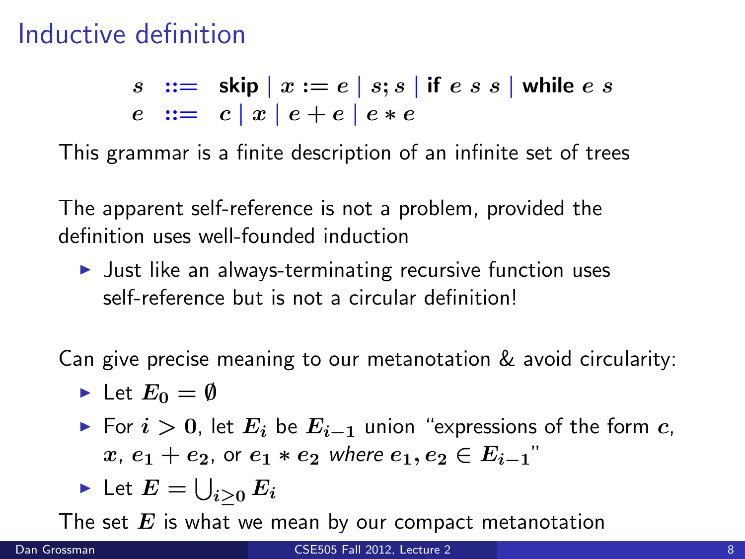# Inductive definition

$$s \ ::= \ \textbf{skip} \mid x := e \mid s; s \mid \textbf{if}\ e\ s\ s \mid \textbf{while}\ e\ s$$
$$e \ ::= \ c \mid x \mid e + e \mid e * e$$

This grammar is a finite description of an infinite set of trees

The apparent self-reference is not a problem, provided the definition uses well-founded induction

- Just like an always-terminating recursive function uses self-reference but is not a circular definition!

Can give precise meaning to our metanotation & avoid circularity:

- Let $E_0 = \emptyset$
- For $i > 0$, let $E_i$ be $E_{i-1}$ union "expressions of the form $c$, $x$, $e_1 + e_2$, or $e_1 * e_2$ *where* $e_1, e_2 \in E_{i-1}$"
- Let $E = \bigcup_{i \geq 0} E_i$

The set $E$ is what we mean by our compact metanotation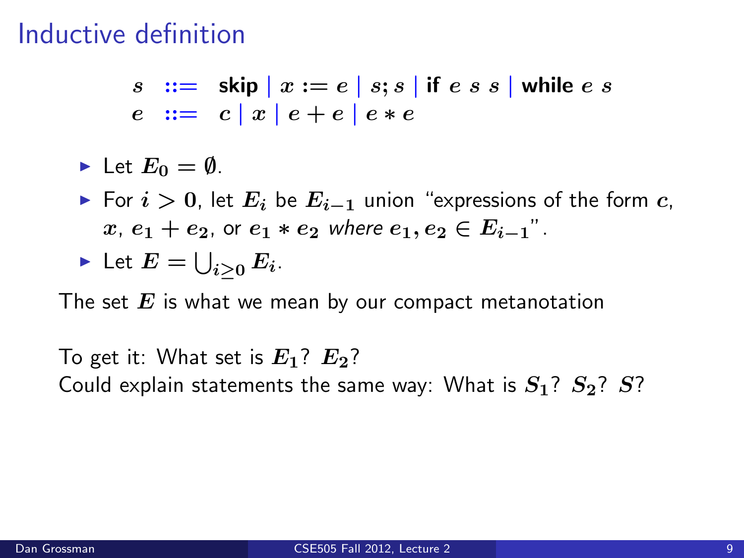# Inductive definition

$$
\begin{array}{lcl}
s & ::= & \textbf{skip} \mid x := e \mid s; s \mid \textbf{if } e\ s\ s \mid \textbf{while } e\ s \\
e & ::= & c \mid x \mid e + e \mid e * e
\end{array}
$$

- Let $E_0 = \emptyset$.
- For $i > 0$, let $E_i$ be $E_{i-1}$ union "expressions of the form $c$, $x$, $e_1 + e_2$, or $e_1 * e_2$ *where* $e_1, e_2 \in E_{i-1}$".
- Let $E = \bigcup_{i \geq 0} E_i$.

The set $E$ is what we mean by our compact metanotation

To get it: What set is $E_1$? $E_2$?

Could explain statements the same way: What is $S_1$? $S_2$? $S$?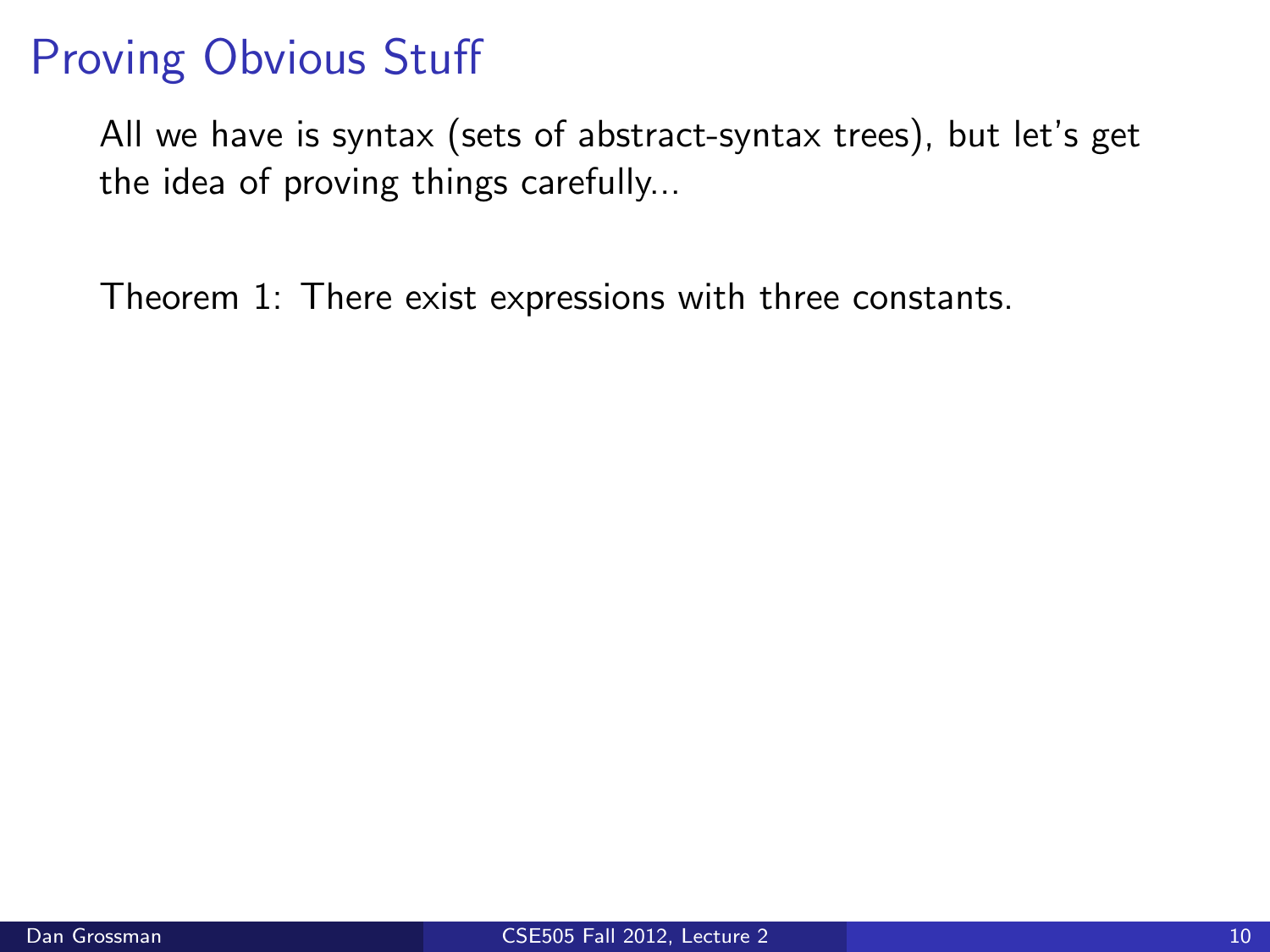# Proving Obvious Stuff

All we have is syntax (sets of abstract-syntax trees), but let's get the idea of proving things carefully...

Theorem 1: There exist expressions with three constants.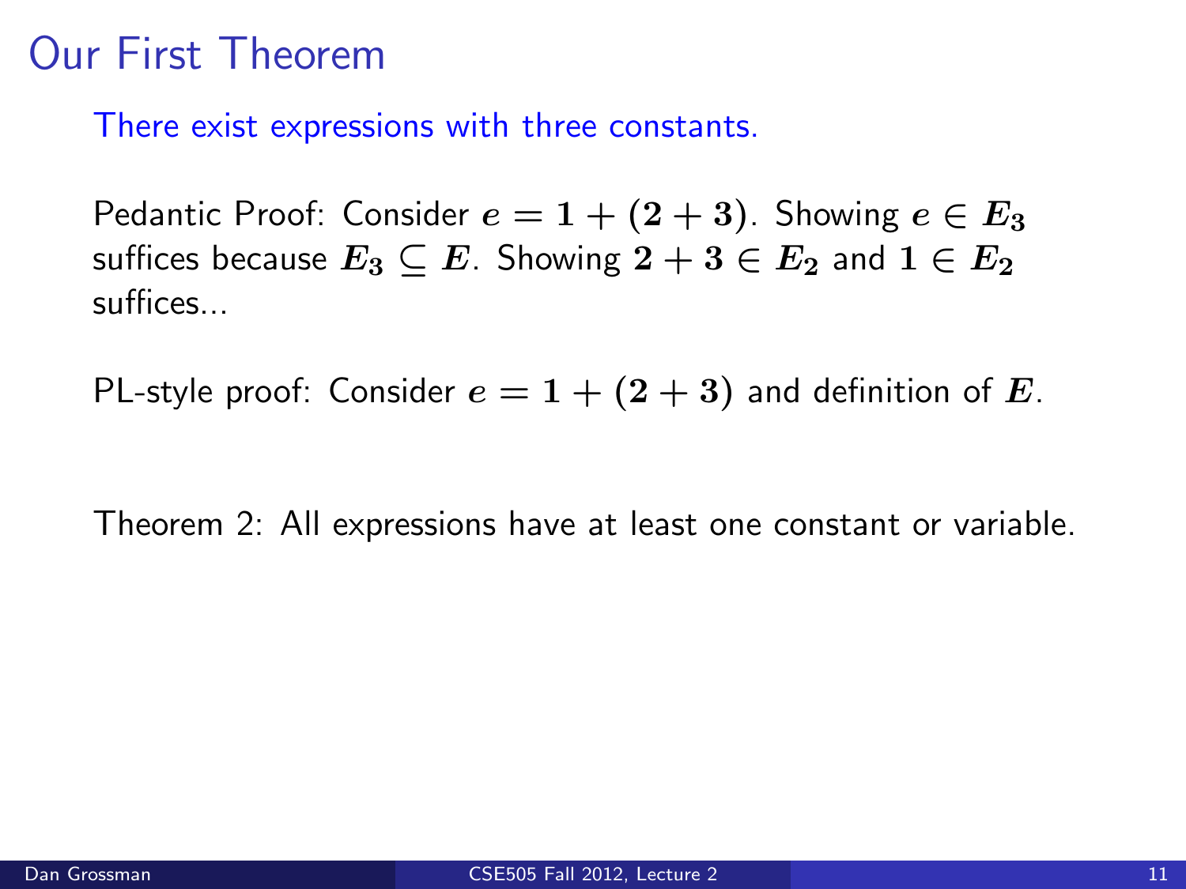# Our First Theorem

There exist expressions with three constants.

Pedantic Proof: Consider $e = 1 + (2 + 3)$. Showing $e \in E_3$ suffices because $E_3 \subseteq E$. Showing $2 + 3 \in E_2$ and $1 \in E_2$ suffices...

PL-style proof: Consider $e = 1 + (2 + 3)$ and definition of $E$.

Theorem 2: All expressions have at least one constant or variable.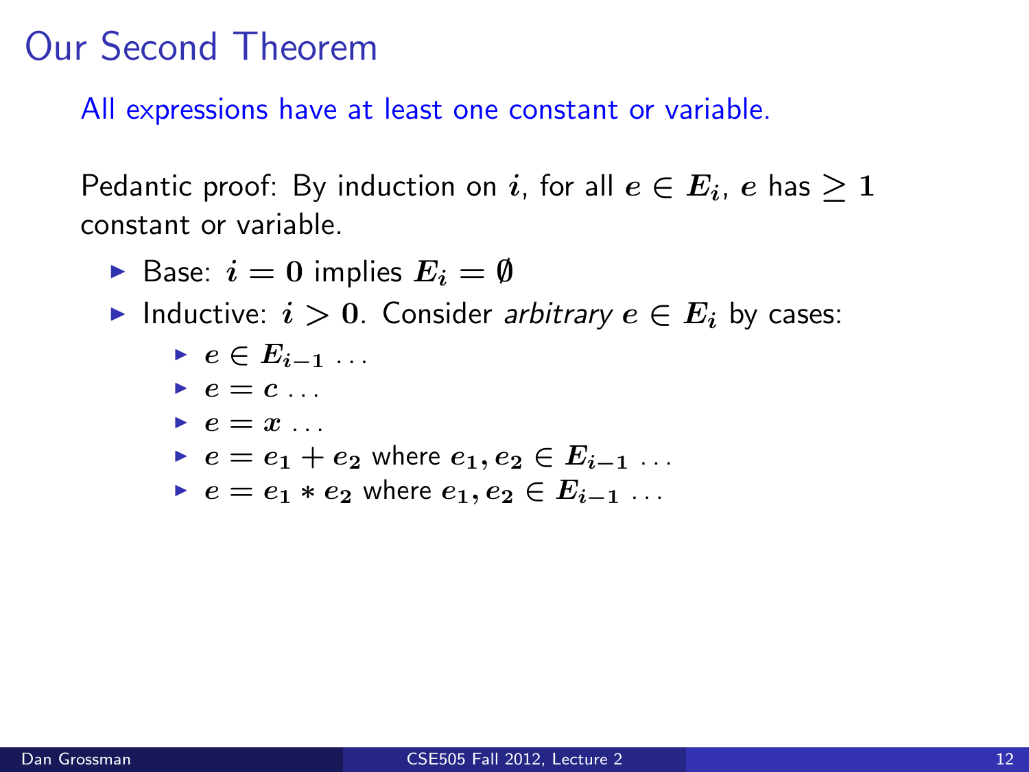# Our Second Theorem

All expressions have at least one constant or variable.

Pedantic proof: By induction on $i$, for all $e \in E_i$, $e$ has $\geq 1$ constant or variable.

- Base: $i = 0$ implies $E_i = \emptyset$
- Inductive: $i > 0$. Consider *arbitrary* $e \in E_i$ by cases:
  - $e \in E_{i-1} \ldots$
  - $e = c \ldots$
  - $e = x \ldots$
  - $e = e_1 + e_2$ where $e_1, e_2 \in E_{i-1} \ldots$
  - $e = e_1 * e_2$ where $e_1, e_2 \in E_{i-1} \ldots$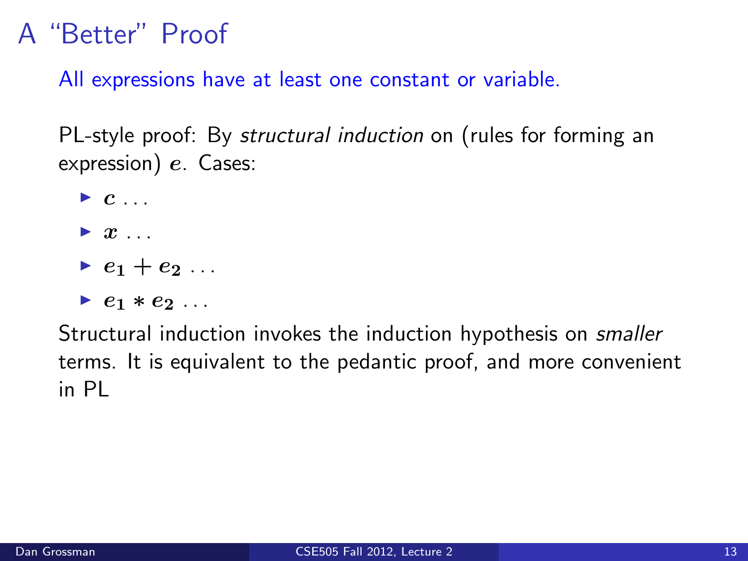# A "Better" Proof

All expressions have at least one constant or variable.

PL-style proof: By *structural induction* on (rules for forming an expression) $e$. Cases:

- $c$ ...
- $x$ ...
- $e_1 + e_2$ ...
- $e_1 * e_2$ ...

Structural induction invokes the induction hypothesis on *smaller* terms. It is equivalent to the pedantic proof, and more convenient in PL